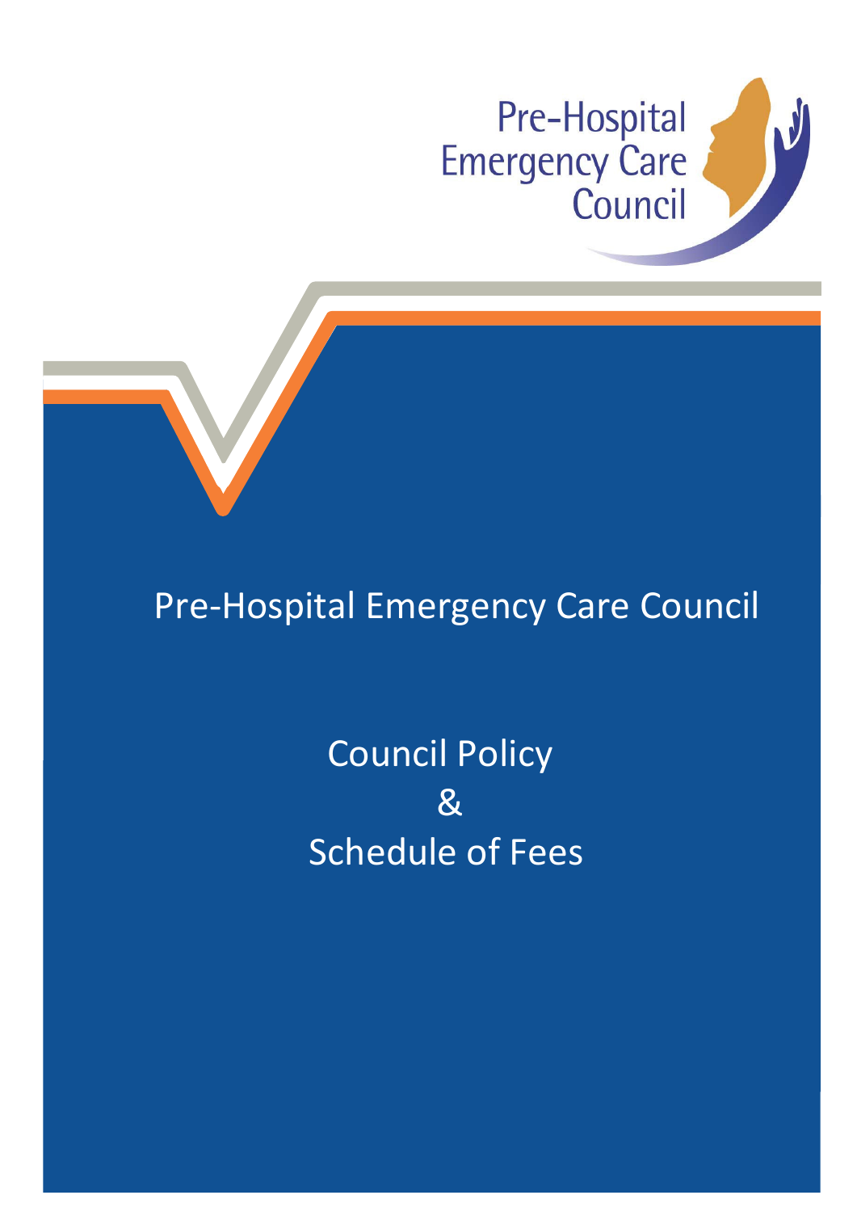Pre-Hospital Emergency Care Council

# Pre-Hospital Emergency Care Council

## Council Policy & Schedule of Fees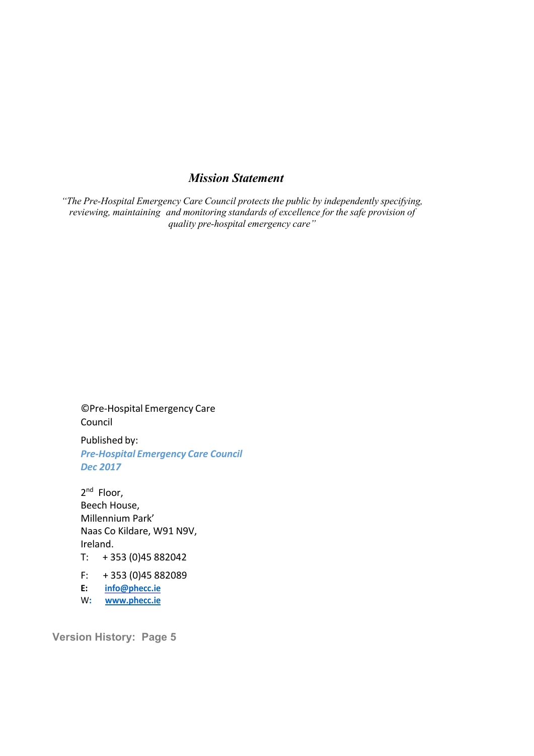## *Mission Statement*

*"The Pre-Hospital Emergency Care Council protects the public by independently specifying, reviewing, maintaining and monitoring standards of excellence for the safe provision of quality pre-hospital emergency care"*

©Pre-Hospital Emergency Care Council

Published by:

***Pre-Hospital Emergency Care Council***
***Dec 2017***

2nd Floor,
Beech House,
Millennium Park'
Naas Co Kildare, W91 N9V,
Ireland.

T: + 353 (0)45 882042

F: + 353 (0)45 882089

**E:** **info@phecc.ie**

W: **www.phecc.ie**

**Version History: Page 5**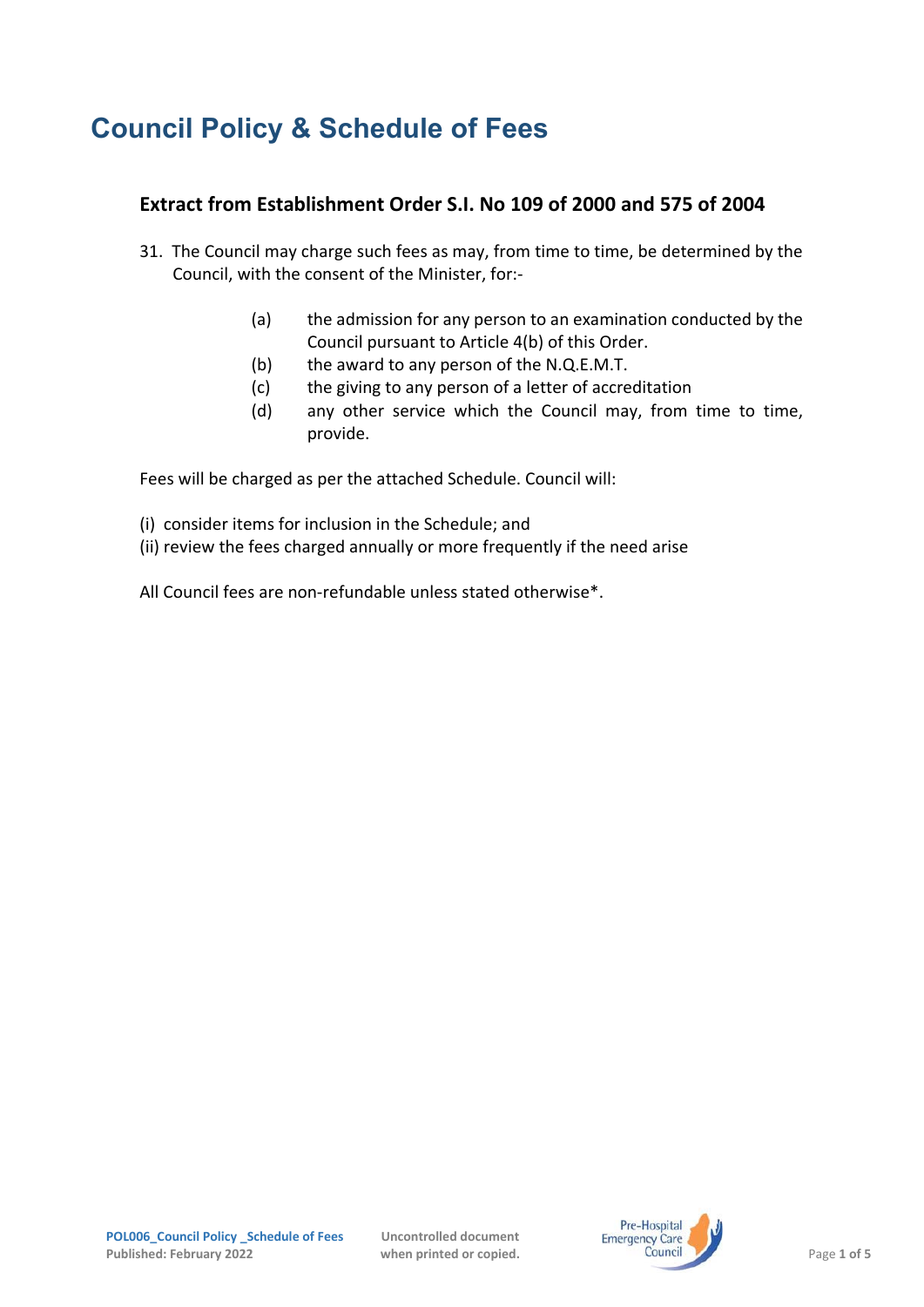# Council Policy & Schedule of Fees

## Extract from Establishment Order S.I. No 109 of 2000 and 575 of 2004

31. The Council may charge such fees as may, from time to time, be determined by the Council, with the consent of the Minister, for:-

    (a) the admission for any person to an examination conducted by the Council pursuant to Article 4(b) of this Order.
    (b) the award to any person of the N.Q.E.M.T.
    (c) the giving to any person of a letter of accreditation
    (d) any other service which the Council may, from time to time, provide.

Fees will be charged as per the attached Schedule. Council will:

(i) consider items for inclusion in the Schedule; and
(ii) review the fees charged annually or more frequently if the need arise

All Council fees are non-refundable unless stated otherwise*.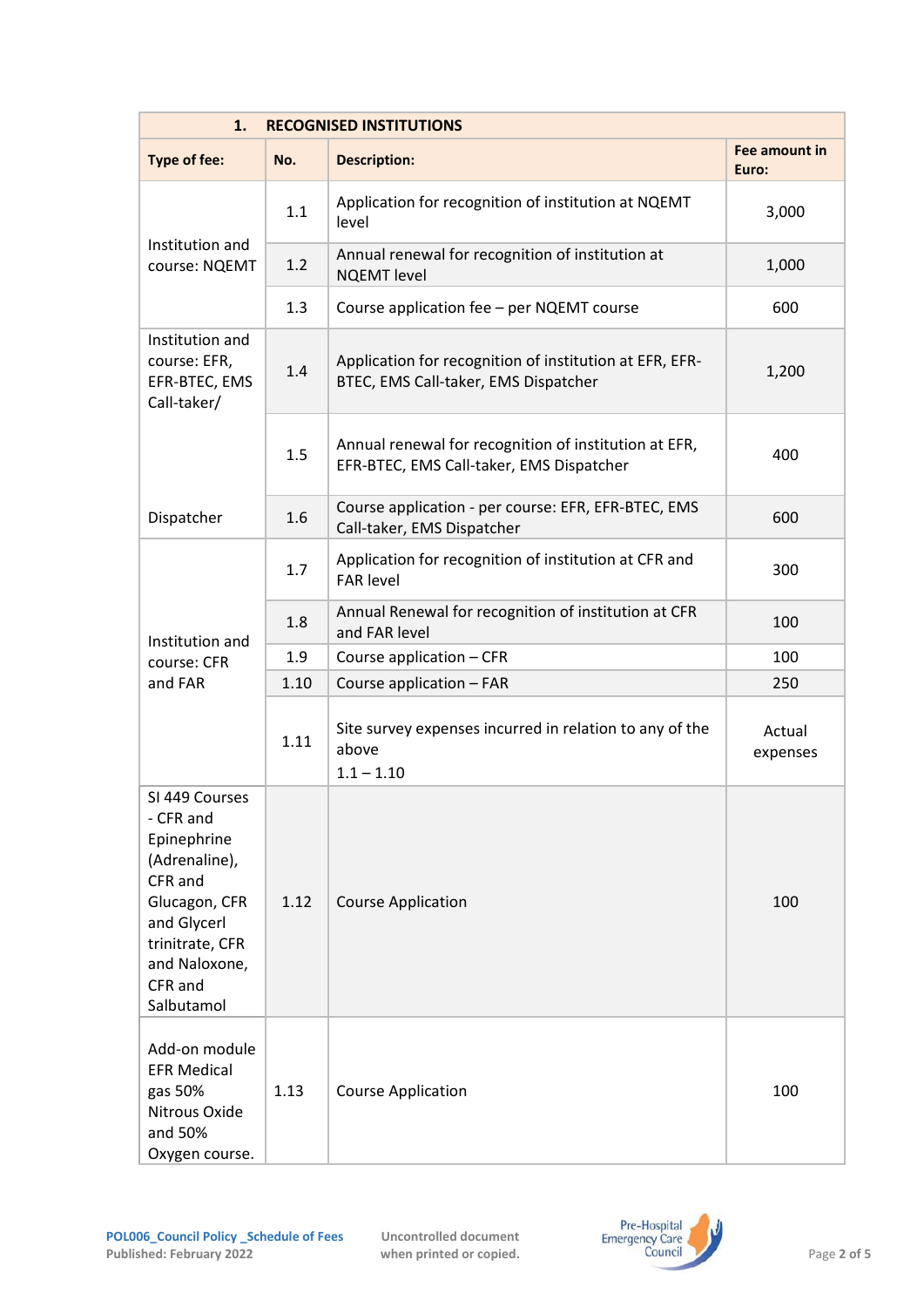| **1. RECOGNISED INSTITUTIONS** | | | |
|---|---|---|---|
| **Type of fee:** | **No.** | **Description:** | **Fee amount in Euro:** |
| Institution and course: NQEMT | 1.1 | Application for recognition of institution at NQEMT level | 3,000 |
| | 1.2 | Annual renewal for recognition of institution at NQEMT level | 1,000 |
| | 1.3 | Course application fee – per NQEMT course | 600 |
| Institution and course: EFR, EFR-BTEC, EMS Call-taker/ Dispatcher | 1.4 | Application for recognition of institution at EFR, EFR-BTEC, EMS Call-taker, EMS Dispatcher | 1,200 |
| | 1.5 | Annual renewal for recognition of institution at EFR, EFR-BTEC, EMS Call-taker, EMS Dispatcher | 400 |
| | 1.6 | Course application - per course: EFR, EFR-BTEC, EMS Call-taker, EMS Dispatcher | 600 |
| Institution and course: CFR and FAR | 1.7 | Application for recognition of institution at CFR and FAR level | 300 |
| | 1.8 | Annual Renewal for recognition of institution at CFR and FAR level | 100 |
| | 1.9 | Course application – CFR | 100 |
| | 1.10 | Course application – FAR | 250 |
| | 1.11 | Site survey expenses incurred in relation to any of the above 1.1 – 1.10 | Actual expenses |
| SI 449 Courses - CFR and Epinephrine (Adrenaline), CFR and Glucagon, CFR and Glycerl trinitrate, CFR and Naloxone, CFR and Salbutamol | 1.12 | Course Application | 100 |
| Add-on module EFR Medical gas 50% Nitrous Oxide and 50% Oxygen course. | 1.13 | Course Application | 100 |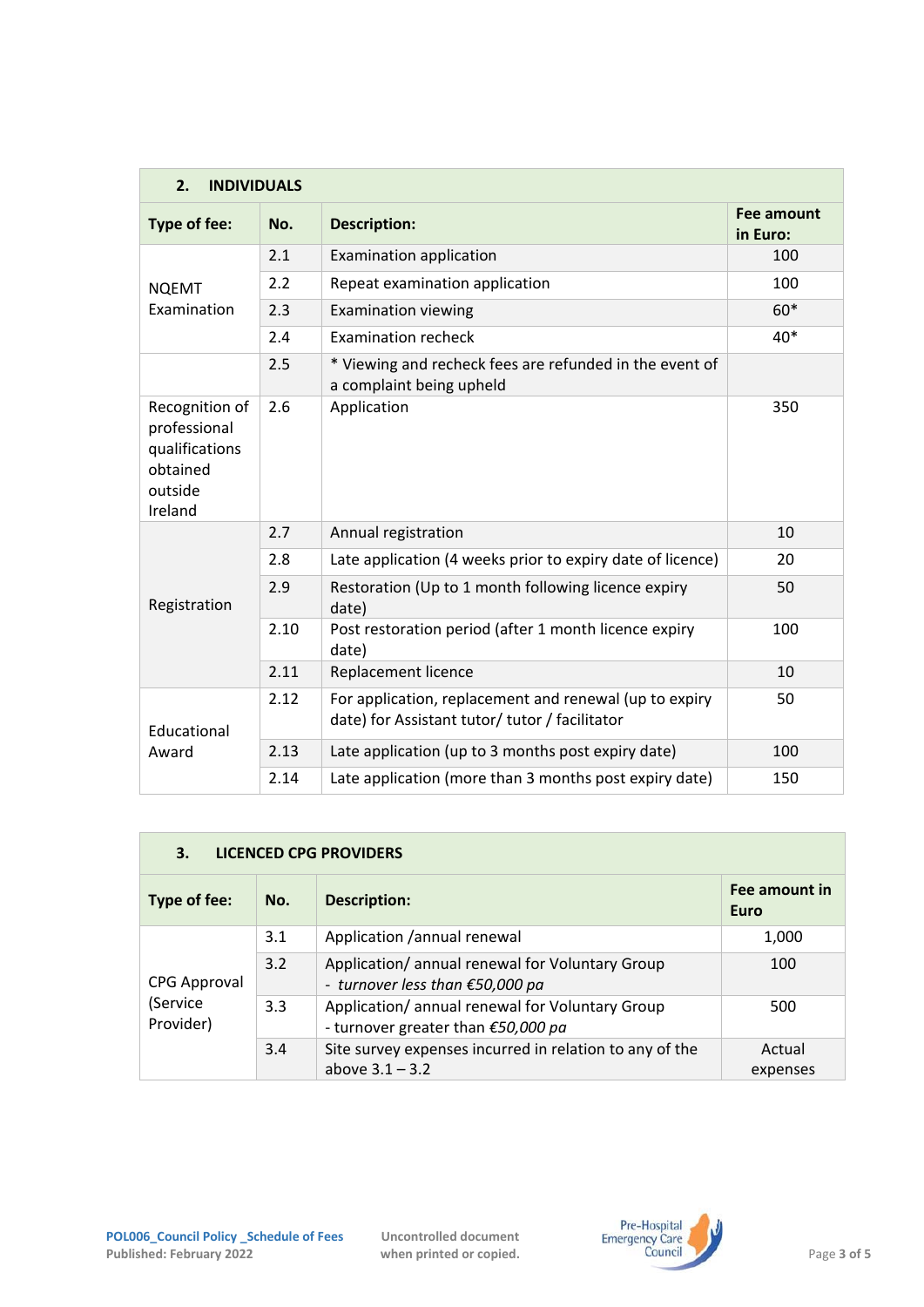## 2. INDIVIDUALS

| Type of fee: | No. | Description: | Fee amount in Euro: |
|---|---|---|---|
| NQEMT Examination | 2.1 | Examination application | 100 |
| | 2.2 | Repeat examination application | 100 |
| | 2.3 | Examination viewing | 60* |
| | 2.4 | Examination recheck | 40* |
| | 2.5 | * Viewing and recheck fees are refunded in the event of a complaint being upheld | |
| Recognition of professional qualifications obtained outside Ireland | 2.6 | Application | 350 |
| Registration | 2.7 | Annual registration | 10 |
| | 2.8 | Late application (4 weeks prior to expiry date of licence) | 20 |
| | 2.9 | Restoration (Up to 1 month following licence expiry date) | 50 |
| | 2.10 | Post restoration period (after 1 month licence expiry date) | 100 |
| | 2.11 | Replacement licence | 10 |
| Educational Award | 2.12 | For application, replacement and renewal (up to expiry date) for Assistant tutor/ tutor / facilitator | 50 |
| | 2.13 | Late application (up to 3 months post expiry date) | 100 |
| | 2.14 | Late application (more than 3 months post expiry date) | 150 |

## 3. LICENCED CPG PROVIDERS

| Type of fee: | No. | Description: | Fee amount in Euro |
|---|---|---|---|
| CPG Approval (Service Provider) | 3.1 | Application /annual renewal | 1,000 |
| | 3.2 | Application/ annual renewal for Voluntary Group - *turnover less than €50,000 pa* | 100 |
| | 3.3 | Application/ annual renewal for Voluntary Group - turnover greater than *€50,000 pa* | 500 |
| | 3.4 | Site survey expenses incurred in relation to any of the above 3.1 – 3.2 | Actual expenses |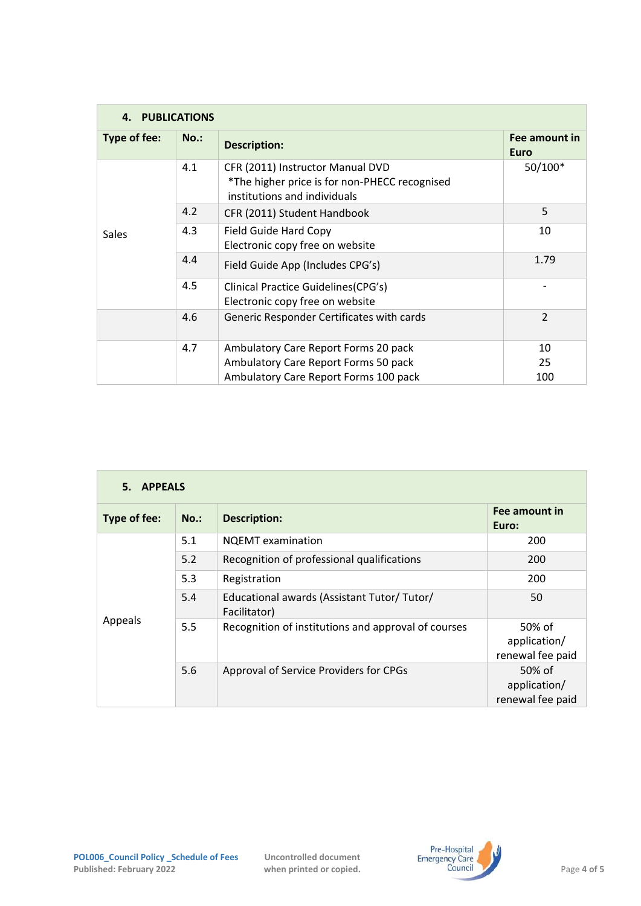| **4. PUBLICATIONS** | | | |
|---|---|---|---|
| **Type of fee:** | **No.:** | **Description:** | **Fee amount in Euro** |
| Sales | 4.1 | CFR (2011) Instructor Manual DVD *The higher price is for non-PHECC recognised institutions and individuals | 50/100* |
| | 4.2 | CFR (2011) Student Handbook | 5 |
| | 4.3 | Field Guide Hard Copy Electronic copy free on website | 10 |
| | 4.4 | Field Guide App (Includes CPG's) | 1.79 |
| | 4.5 | Clinical Practice Guidelines(CPG's) Electronic copy free on website | - |
| | 4.6 | Generic Responder Certificates with cards | 2 |
| | 4.7 | Ambulatory Care Report Forms 20 pack<br>Ambulatory Care Report Forms 50 pack<br>Ambulatory Care Report Forms 100 pack | 10<br>25<br>100 |

| **5. APPEALS** | | | |
|---|---|---|---|
| **Type of fee:** | **No.:** | **Description:** | **Fee amount in Euro:** |
| Appeals | 5.1 | NQEMT examination | 200 |
| | 5.2 | Recognition of professional qualifications | 200 |
| | 5.3 | Registration | 200 |
| | 5.4 | Educational awards (Assistant Tutor/ Tutor/ Facilitator) | 50 |
| | 5.5 | Recognition of institutions and approval of courses | 50% of application/ renewal fee paid |
| | 5.6 | Approval of Service Providers for CPGs | 50% of application/ renewal fee paid |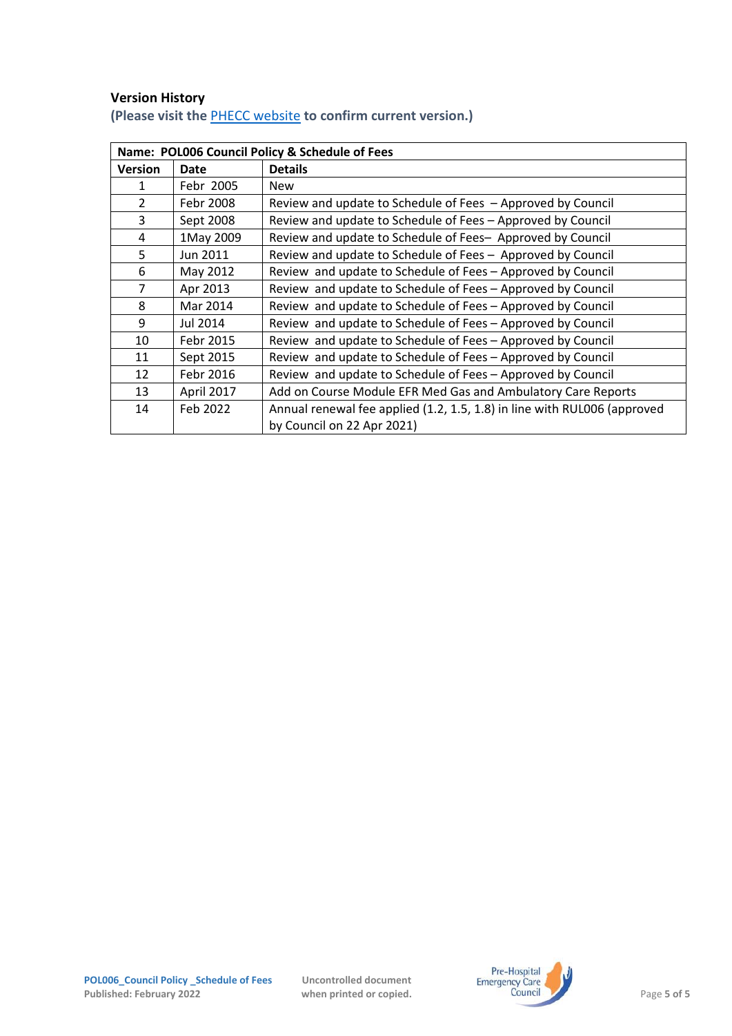**Version History**

**(Please visit the PHECC website to confirm current version.)**

| Name: POL006 Council Policy & Schedule of Fees | | |
|---|---|---|
| **Version** | **Date** | **Details** |
| 1 | Febr 2005 | New |
| 2 | Febr 2008 | Review and update to Schedule of Fees – Approved by Council |
| 3 | Sept 2008 | Review and update to Schedule of Fees – Approved by Council |
| 4 | 1May 2009 | Review and update to Schedule of Fees– Approved by Council |
| 5 | Jun 2011 | Review and update to Schedule of Fees – Approved by Council |
| 6 | May 2012 | Review and update to Schedule of Fees – Approved by Council |
| 7 | Apr 2013 | Review and update to Schedule of Fees – Approved by Council |
| 8 | Mar 2014 | Review and update to Schedule of Fees – Approved by Council |
| 9 | Jul 2014 | Review and update to Schedule of Fees – Approved by Council |
| 10 | Febr 2015 | Review and update to Schedule of Fees – Approved by Council |
| 11 | Sept 2015 | Review and update to Schedule of Fees – Approved by Council |
| 12 | Febr 2016 | Review and update to Schedule of Fees – Approved by Council |
| 13 | April 2017 | Add on Course Module EFR Med Gas and Ambulatory Care Reports |
| 14 | Feb 2022 | Annual renewal fee applied (1.2, 1.5, 1.8) in line with RUL006 (approved by Council on 22 Apr 2021) |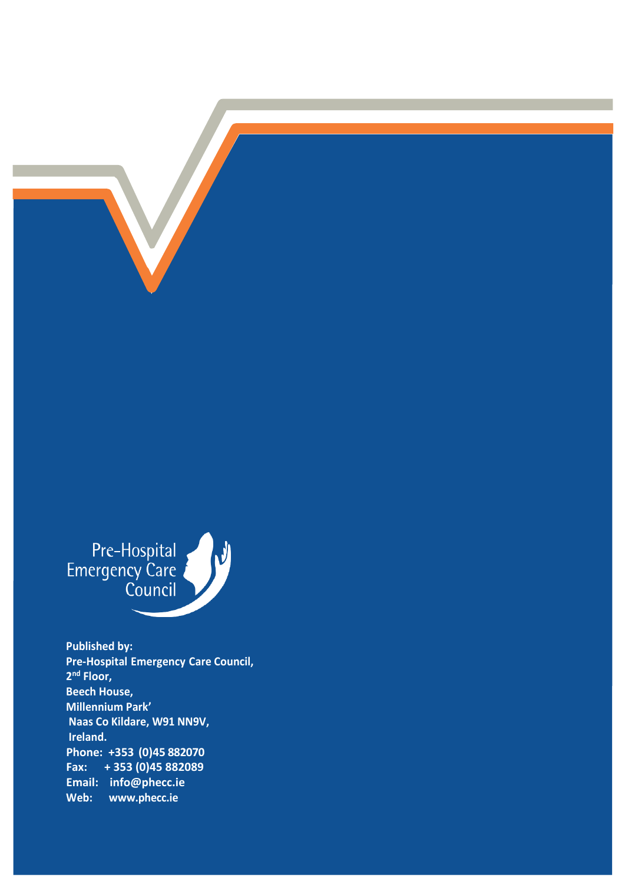Pre-Hospital
Emergency Care
Council

**Published by:**
**Pre-Hospital Emergency Care Council,**
**2nd Floor,**
**Beech House,**
**Millennium Park'**
**Naas Co Kildare, W91 NN9V,**
**Ireland.**
**Phone: +353 (0)45 882070**
**Fax: + 353 (0)45 882089**
**Email: info@phecc.ie**
**Web: www.phecc.ie**